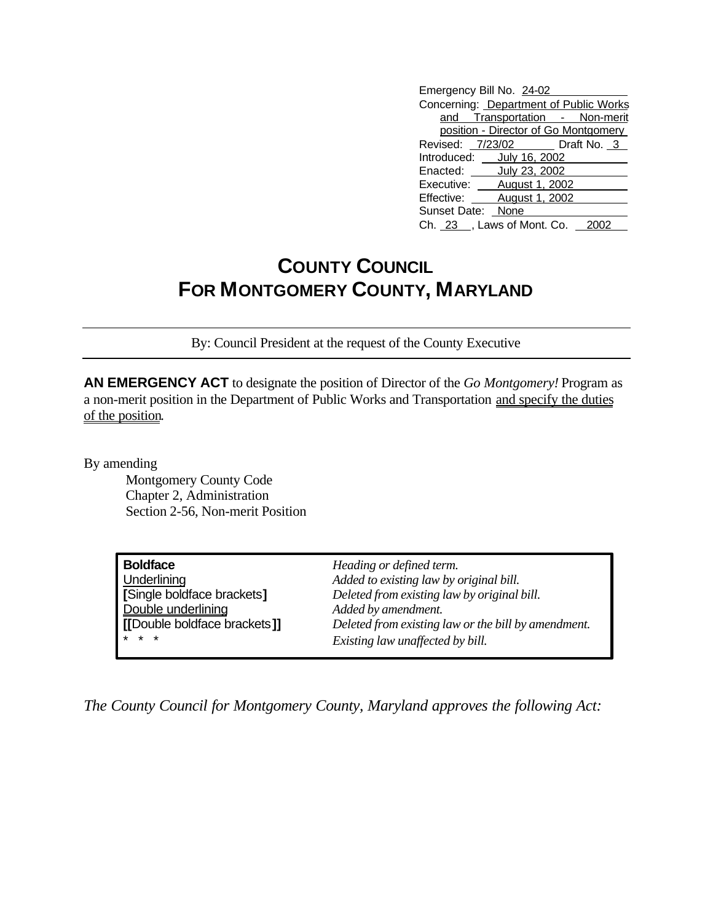Emergency Bill No. 24-02
Concerning: Department of Public Works and Transportation - Non-merit position - Director of Go Montgomery
Revised: 7/23/02 Draft No. 3
Introduced: July 16, 2002
Enacted: July 23, 2002
Executive: August 1, 2002
Effective: August 1, 2002
Sunset Date: None
Ch. 23 , Laws of Mont. Co. 2002

# COUNTY COUNCIL
# FOR MONTGOMERY COUNTY, MARYLAND

By: Council President at the request of the County Executive

**AN EMERGENCY ACT** to designate the position of Director of the *Go Montgomery!* Program as a non-merit position in the Department of Public Works and Transportation and specify the duties of the position.

By amending
Montgomery County Code
Chapter 2, Administration
Section 2-56, Non-merit Position

| | |
|---|---|
| **Boldface** | *Heading or defined term.* |
| Underlining | *Added to existing law by original bill.* |
| **[**Single boldface brackets**]** | *Deleted from existing law by original bill.* |
| Double underlining | *Added by amendment.* |
| **[[**Double boldface brackets**]]** | *Deleted from existing law or the bill by amendment.* |
| * * * | *Existing law unaffected by bill.* |

*The County Council for Montgomery County, Maryland approves the following Act:*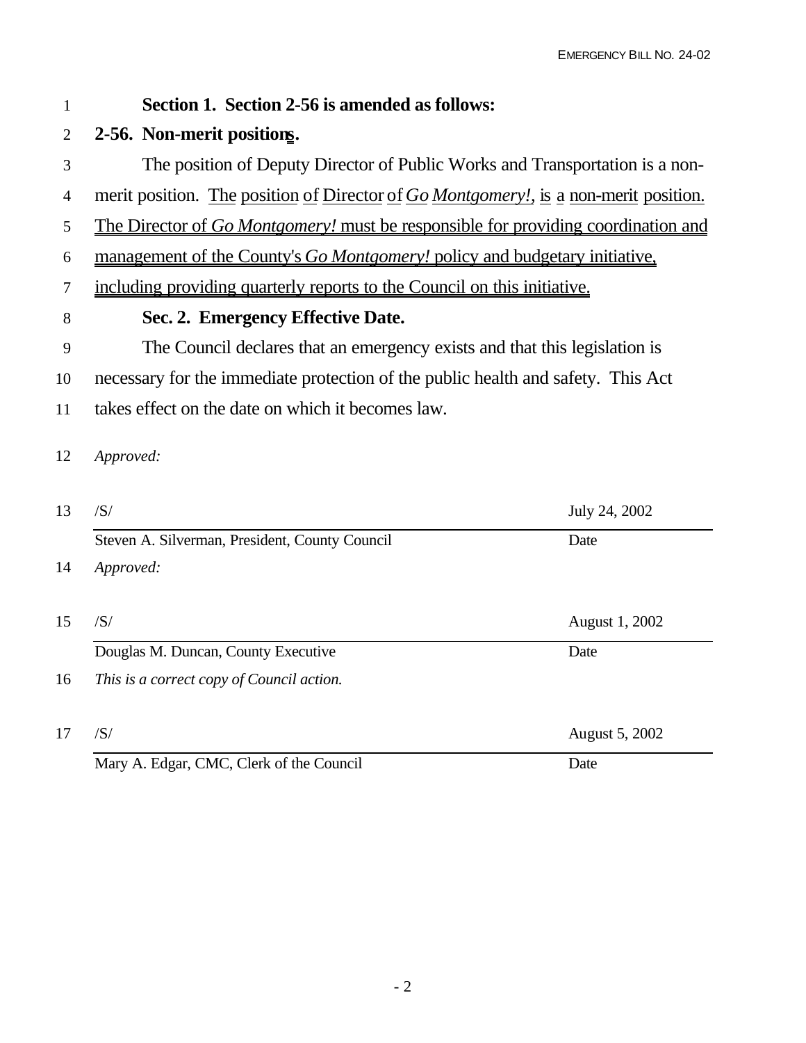**Section 1. Section 2-56 is amended as follows:**

**2-56. Non-merit positions.**

The position of Deputy Director of Public Works and Transportation is a non-merit position. The position of Director of *Go Montgomery!*, is a non-merit position. The Director of *Go Montgomery!* must be responsible for providing coordination and management of the County's *Go Montgomery!* policy and budgetary initiative, including providing quarterly reports to the Council on this initiative.

**Sec. 2. Emergency Effective Date.**

The Council declares that an emergency exists and that this legislation is necessary for the immediate protection of the public health and safety. This Act takes effect on the date on which it becomes law.

*Approved:*

/S/ July 24, 2002

Steven A. Silverman, President, County Council — Date

*Approved:*

/S/ August 1, 2002

Douglas M. Duncan, County Executive — Date

*This is a correct copy of Council action.*

/S/ August 5, 2002

Mary A. Edgar, CMC, Clerk of the Council — Date